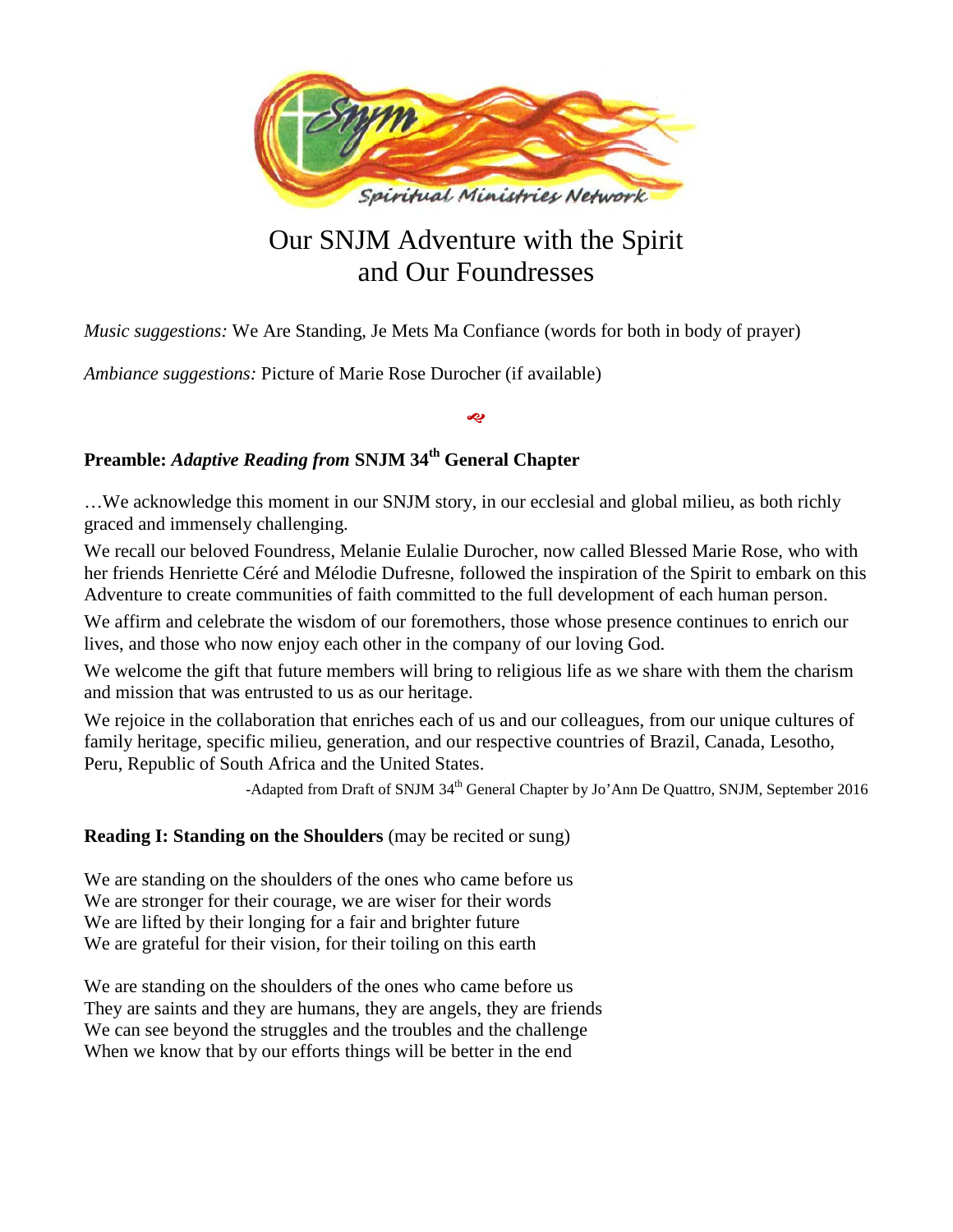Spiritual Ministries Network

# Our SNJM Adventure with the Spirit and Our Foundresses

*Music suggestions:* We Are Standing, Je Mets Ma Confiance (words for both in body of prayer)

*Ambiance suggestions:* Picture of Marie Rose Durocher (if available)

## Preamble: *Adaptive Reading from* SNJM 34th General Chapter

…We acknowledge this moment in our SNJM story, in our ecclesial and global milieu, as both richly graced and immensely challenging.

We recall our beloved Foundress, Melanie Eulalie Durocher, now called Blessed Marie Rose, who with her friends Henriette Céré and Mélodie Dufresne, followed the inspiration of the Spirit to embark on this Adventure to create communities of faith committed to the full development of each human person.

We affirm and celebrate the wisdom of our foremothers, those whose presence continues to enrich our lives, and those who now enjoy each other in the company of our loving God.

We welcome the gift that future members will bring to religious life as we share with them the charism and mission that was entrusted to us as our heritage.

We rejoice in the collaboration that enriches each of us and our colleagues, from our unique cultures of family heritage, specific milieu, generation, and our respective countries of Brazil, Canada, Lesotho, Peru, Republic of South Africa and the United States.

-Adapted from Draft of SNJM 34th General Chapter by Jo'Ann De Quattro, SNJM, September 2016

## Reading I: Standing on the Shoulders (may be recited or sung)

We are standing on the shoulders of the ones who came before us
We are stronger for their courage, we are wiser for their words
We are lifted by their longing for a fair and brighter future
We are grateful for their vision, for their toiling on this earth

We are standing on the shoulders of the ones who came before us
They are saints and they are humans, they are angels, they are friends
We can see beyond the struggles and the troubles and the challenge
When we know that by our efforts things will be better in the end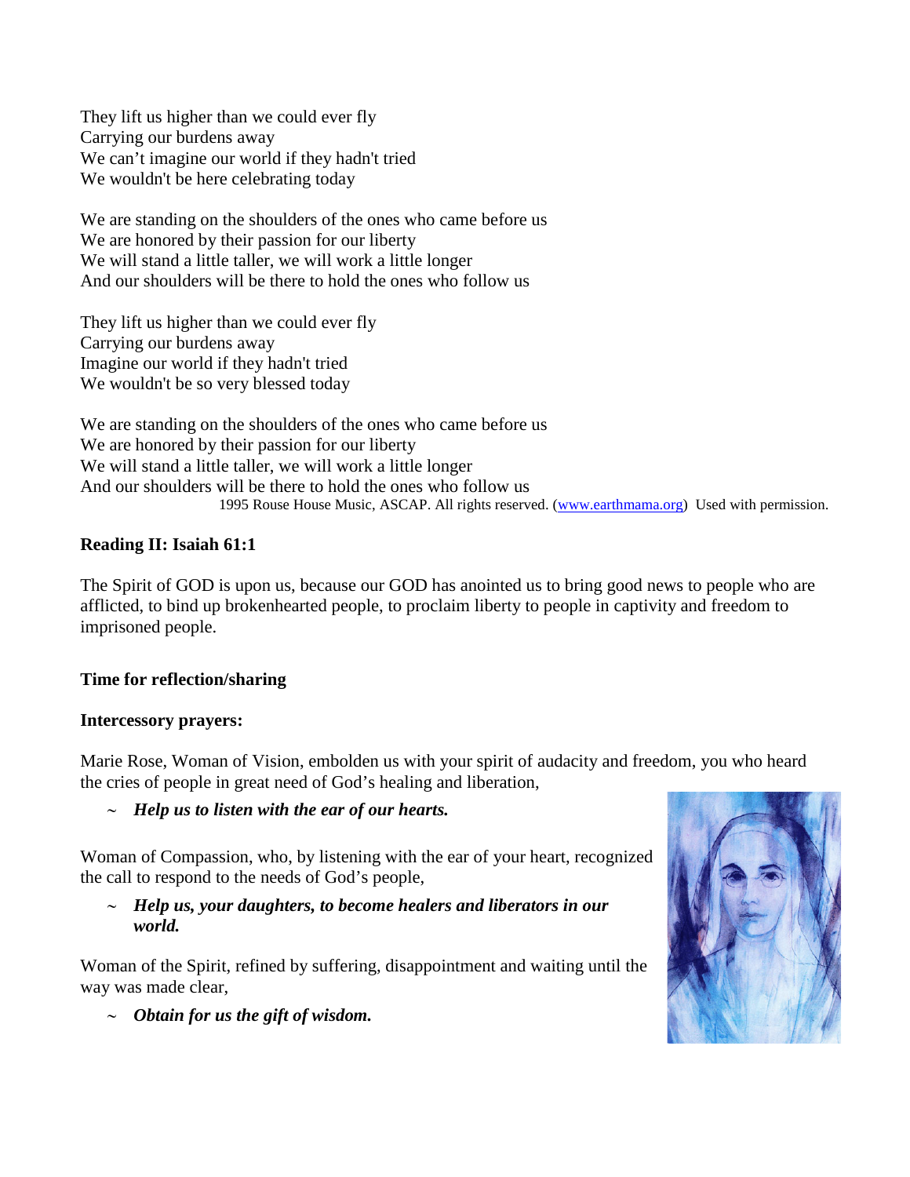They lift us higher than we could ever fly
Carrying our burdens away
We can't imagine our world if they hadn't tried
We wouldn't be here celebrating today

We are standing on the shoulders of the ones who came before us
We are honored by their passion for our liberty
We will stand a little taller, we will work a little longer
And our shoulders will be there to hold the ones who follow us

They lift us higher than we could ever fly
Carrying our burdens away
Imagine our world if they hadn't tried
We wouldn't be so very blessed today

We are standing on the shoulders of the ones who came before us
We are honored by their passion for our liberty
We will stand a little taller, we will work a little longer
And our shoulders will be there to hold the ones who follow us

1995 Rouse House Music, ASCAP. All rights reserved. (www.earthmama.org) Used with permission.

**Reading II: Isaiah 61:1**

The Spirit of GOD is upon us, because our GOD has anointed us to bring good news to people who are afflicted, to bind up brokenhearted people, to proclaim liberty to people in captivity and freedom to imprisoned people.

**Time for reflection/sharing**

**Intercessory prayers:**

Marie Rose, Woman of Vision, embolden us with your spirit of audacity and freedom, you who heard the cries of people in great need of God's healing and liberation,

~ ***Help us to listen with the ear of our hearts.***

Woman of Compassion, who, by listening with the ear of your heart, recognized the call to respond to the needs of God's people,

~ ***Help us, your daughters, to become healers and liberators in our world.***

Woman of the Spirit, refined by suffering, disappointment and waiting until the way was made clear,

~ ***Obtain for us the gift of wisdom.***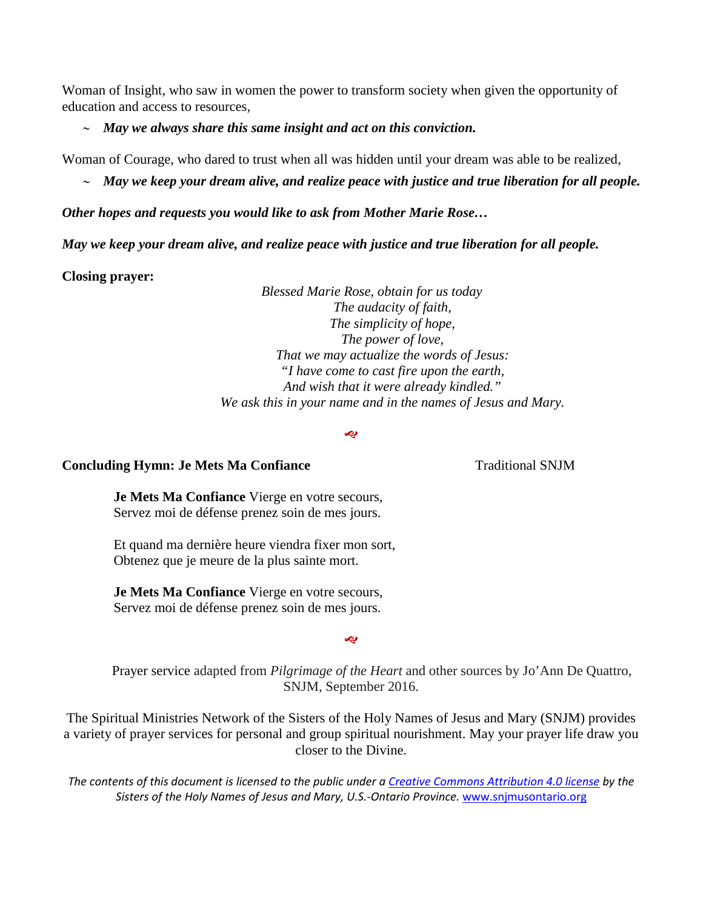Woman of Insight, who saw in women the power to transform society when given the opportunity of education and access to resources,

~ ***May we always share this same insight and act on this conviction.***

Woman of Courage, who dared to trust when all was hidden until your dream was able to be realized,

~ ***May we keep your dream alive, and realize peace with justice and true liberation for all people.***

***Other hopes and requests you would like to ask from Mother Marie Rose…***

***May we keep your dream alive, and realize peace with justice and true liberation for all people.***

**Closing prayer:**

*Blessed Marie Rose, obtain for us today*
*The audacity of faith,*
*The simplicity of hope,*
*The power of love,*
*That we may actualize the words of Jesus:*
*"I have come to cast fire upon the earth,*
*And wish that it were already kindled."*
*We ask this in your name and in the names of Jesus and Mary.*

**Concluding Hymn: Je Mets Ma Confiance** Traditional SNJM

**Je Mets Ma Confiance** Vierge en votre secours,
Servez moi de défense prenez soin de mes jours.

Et quand ma dernière heure viendra fixer mon sort,
Obtenez que je meure de la plus sainte mort.

**Je Mets Ma Confiance** Vierge en votre secours,
Servez moi de défense prenez soin de mes jours.

Prayer service adapted from *Pilgrimage of the Heart* and other sources by Jo'Ann De Quattro, SNJM, September 2016.

The Spiritual Ministries Network of the Sisters of the Holy Names of Jesus and Mary (SNJM) provides a variety of prayer services for personal and group spiritual nourishment. May your prayer life draw you closer to the Divine.

*The contents of this document is licensed to the public under a [Creative Commons Attribution 4.0 license](https://creativecommons.org/licenses/by/4.0/) by the Sisters of the Holy Names of Jesus and Mary, U.S.-Ontario Province.* [www.snjmusontario.org](http://www.snjmusontario.org)